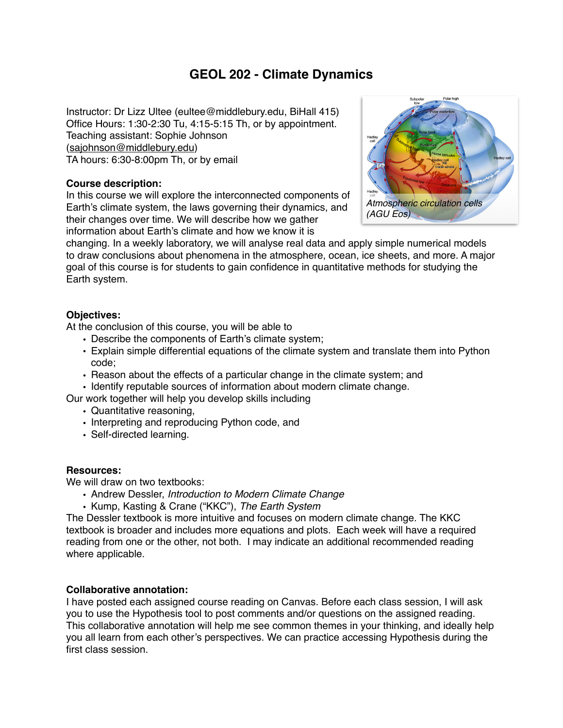# GEOL 202 - Climate Dynamics

Instructor: Dr Lizz Ultee (eultee@middlebury.edu, BiHall 415)
Office Hours: 1:30-2:30 Tu, 4:15-5:15 Th, or by appointment.
Teaching assistant: Sophie Johnson (sajohnson@middlebury.edu)
TA hours: 6:30-8:00pm Th, or by email

*Atmospheric circulation cells (AGU Eos)*

**Course description:**
In this course we will explore the interconnected components of Earth's climate system, the laws governing their dynamics, and their changes over time. We will describe how we gather information about Earth's climate and how we know it is changing. In a weekly laboratory, we will analyse real data and apply simple numerical models to draw conclusions about phenomena in the atmosphere, ocean, ice sheets, and more. A major goal of this course is for students to gain confidence in quantitative methods for studying the Earth system.

**Objectives:**
At the conclusion of this course, you will be able to

- Describe the components of Earth's climate system;
- Explain simple differential equations of the climate system and translate them into Python code;
- Reason about the effects of a particular change in the climate system; and
- Identify reputable sources of information about modern climate change.

Our work together will help you develop skills including

- Quantitative reasoning,
- Interpreting and reproducing Python code, and
- Self-directed learning.

**Resources:**
We will draw on two textbooks:

- Andrew Dessler, *Introduction to Modern Climate Change*
- Kump, Kasting & Crane ("KKC"), *The Earth System*

The Dessler textbook is more intuitive and focuses on modern climate change. The KKC textbook is broader and includes more equations and plots. Each week will have a required reading from one or the other, not both. I may indicate an additional recommended reading where applicable.

**Collaborative annotation:**
I have posted each assigned course reading on Canvas. Before each class session, I will ask you to use the Hypothesis tool to post comments and/or questions on the assigned reading. This collaborative annotation will help me see common themes in your thinking, and ideally help you all learn from each other's perspectives. We can practice accessing Hypothesis during the first class session.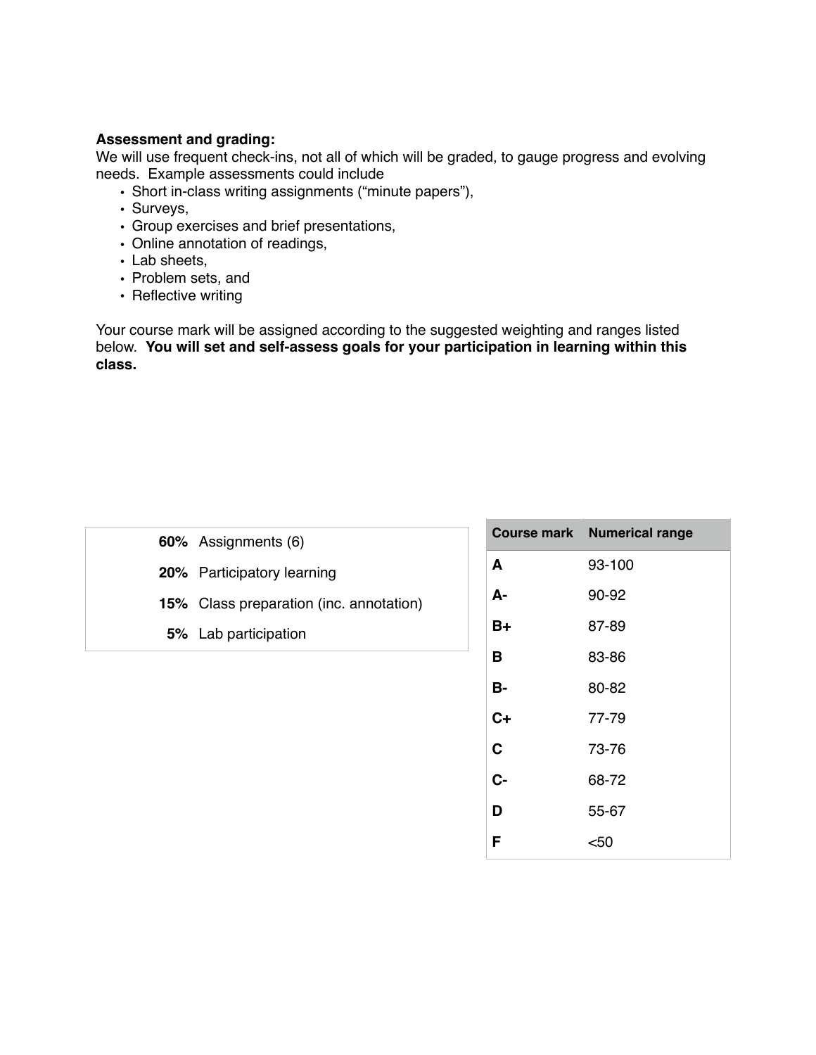**Assessment and grading:**
We will use frequent check-ins, not all of which will be graded, to gauge progress and evolving needs. Example assessments could include

- Short in-class writing assignments ("minute papers"),
- Surveys,
- Group exercises and brief presentations,
- Online annotation of readings,
- Lab sheets,
- Problem sets, and
- Reflective writing

Your course mark will be assigned according to the suggested weighting and ranges listed below. **You will set and self-assess goals for your participation in learning within this class.**

| Weight | Component |
|---|---|
| **60%** | Assignments (6) |
| **20%** | Participatory learning |
| **15%** | Class preparation (inc. annotation) |
| **5%** | Lab participation |

| Course mark | Numerical range |
|---|---|
| **A** | 93-100 |
| **A-** | 90-92 |
| **B+** | 87-89 |
| **B** | 83-86 |
| **B-** | 80-82 |
| **C+** | 77-79 |
| **C** | 73-76 |
| **C-** | 68-72 |
| **D** | 55-67 |
| **F** | <50 |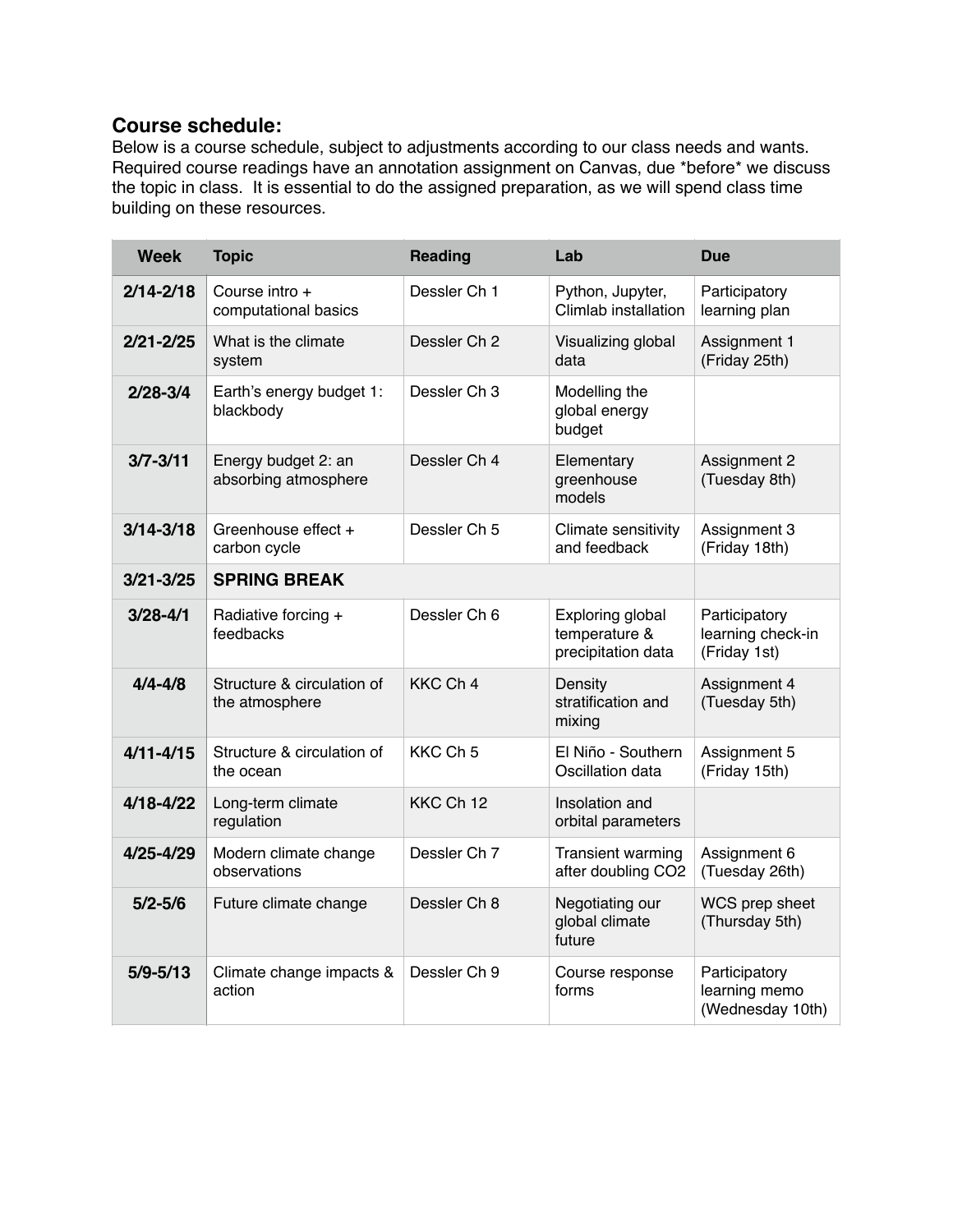### Course schedule:

Below is a course schedule, subject to adjustments according to our class needs and wants. Required course readings have an annotation assignment on Canvas, due *before* we discuss the topic in class. It is essential to do the assigned preparation, as we will spend class time building on these resources.

| Week | Topic | Reading | Lab | Due |
|---|---|---|---|---|
| **2/14-2/18** | Course intro + computational basics | Dessler Ch 1 | Python, Jupyter, Climlab installation | Participatory learning plan |
| **2/21-2/25** | What is the climate system | Dessler Ch 2 | Visualizing global data | Assignment 1 (Friday 25th) |
| **2/28-3/4** | Earth's energy budget 1: blackbody | Dessler Ch 3 | Modelling the global energy budget | |
| **3/7-3/11** | Energy budget 2: an absorbing atmosphere | Dessler Ch 4 | Elementary greenhouse models | Assignment 2 (Tuesday 8th) |
| **3/14-3/18** | Greenhouse effect + carbon cycle | Dessler Ch 5 | Climate sensitivity and feedback | Assignment 3 (Friday 18th) |
| **3/21-3/25** | **SPRING BREAK** | | | |
| **3/28-4/1** | Radiative forcing + feedbacks | Dessler Ch 6 | Exploring global temperature & precipitation data | Participatory learning check-in (Friday 1st) |
| **4/4-4/8** | Structure & circulation of the atmosphere | KKC Ch 4 | Density stratification and mixing | Assignment 4 (Tuesday 5th) |
| **4/11-4/15** | Structure & circulation of the ocean | KKC Ch 5 | El Niño - Southern Oscillation data | Assignment 5 (Friday 15th) |
| **4/18-4/22** | Long-term climate regulation | KKC Ch 12 | Insolation and orbital parameters | |
| **4/25-4/29** | Modern climate change observations | Dessler Ch 7 | Transient warming after doubling CO2 | Assignment 6 (Tuesday 26th) |
| **5/2-5/6** | Future climate change | Dessler Ch 8 | Negotiating our global climate future | WCS prep sheet (Thursday 5th) |
| **5/9-5/13** | Climate change impacts & action | Dessler Ch 9 | Course response forms | Participatory learning memo (Wednesday 10th) |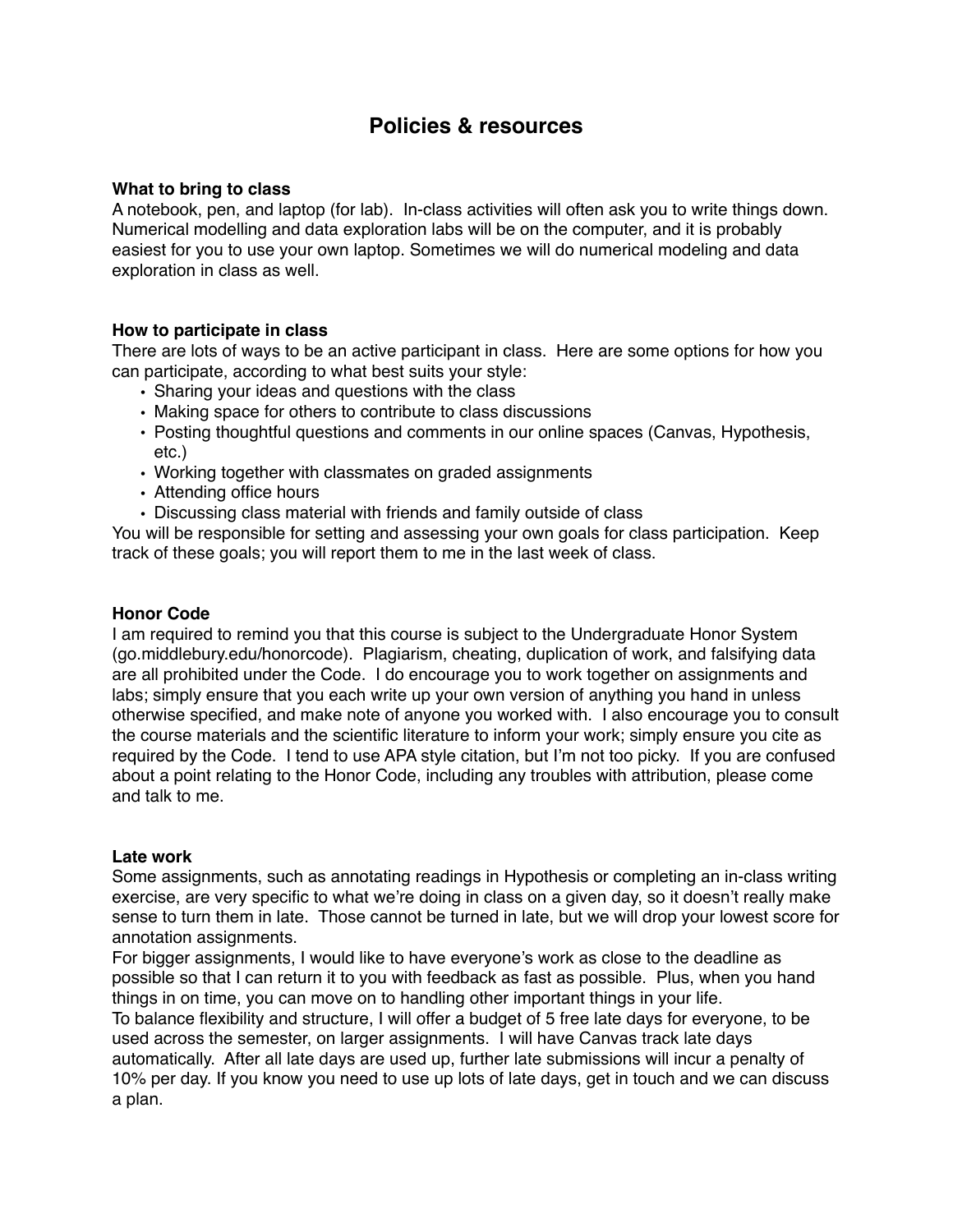# Policies & resources

**What to bring to class**
A notebook, pen, and laptop (for lab). In-class activities will often ask you to write things down. Numerical modelling and data exploration labs will be on the computer, and it is probably easiest for you to use your own laptop. Sometimes we will do numerical modeling and data exploration in class as well.

**How to participate in class**
There are lots of ways to be an active participant in class. Here are some options for how you can participate, according to what best suits your style:

- Sharing your ideas and questions with the class
- Making space for others to contribute to class discussions
- Posting thoughtful questions and comments in our online spaces (Canvas, Hypothesis, etc.)
- Working together with classmates on graded assignments
- Attending office hours
- Discussing class material with friends and family outside of class

You will be responsible for setting and assessing your own goals for class participation. Keep track of these goals; you will report them to me in the last week of class.

**Honor Code**
I am required to remind you that this course is subject to the Undergraduate Honor System (go.middlebury.edu/honorcode). Plagiarism, cheating, duplication of work, and falsifying data are all prohibited under the Code. I do encourage you to work together on assignments and labs; simply ensure that you each write up your own version of anything you hand in unless otherwise specified, and make note of anyone you worked with. I also encourage you to consult the course materials and the scientific literature to inform your work; simply ensure you cite as required by the Code. I tend to use APA style citation, but I'm not too picky. If you are confused about a point relating to the Honor Code, including any troubles with attribution, please come and talk to me.

**Late work**
Some assignments, such as annotating readings in Hypothesis or completing an in-class writing exercise, are very specific to what we're doing in class on a given day, so it doesn't really make sense to turn them in late. Those cannot be turned in late, but we will drop your lowest score for annotation assignments.
For bigger assignments, I would like to have everyone's work as close to the deadline as possible so that I can return it to you with feedback as fast as possible. Plus, when you hand things in on time, you can move on to handling other important things in your life.
To balance flexibility and structure, I will offer a budget of 5 free late days for everyone, to be used across the semester, on larger assignments. I will have Canvas track late days automatically. After all late days are used up, further late submissions will incur a penalty of 10% per day. If you know you need to use up lots of late days, get in touch and we can discuss a plan.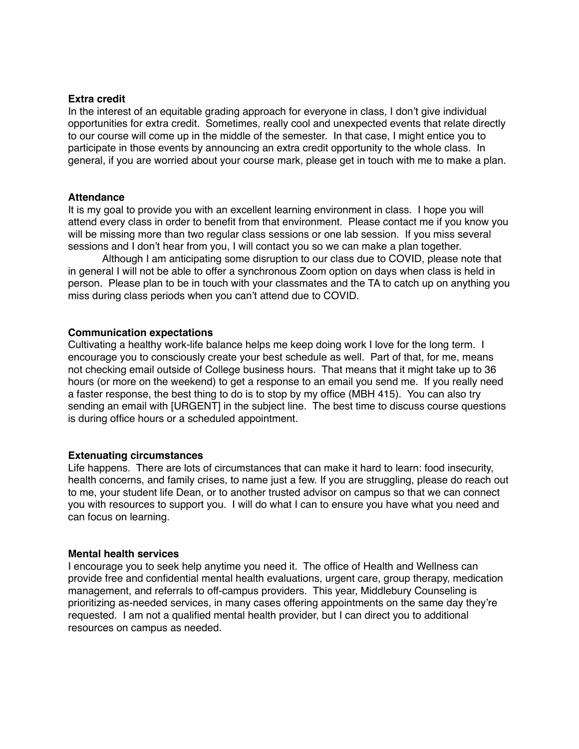**Extra credit**

In the interest of an equitable grading approach for everyone in class, I don't give individual opportunities for extra credit. Sometimes, really cool and unexpected events that relate directly to our course will come up in the middle of the semester. In that case, I might entice you to participate in those events by announcing an extra credit opportunity to the whole class. In general, if you are worried about your course mark, please get in touch with me to make a plan.

**Attendance**

It is my goal to provide you with an excellent learning environment in class. I hope you will attend every class in order to benefit from that environment. Please contact me if you know you will be missing more than two regular class sessions or one lab session. If you miss several sessions and I don't hear from you, I will contact you so we can make a plan together.

Although I am anticipating some disruption to our class due to COVID, please note that in general I will not be able to offer a synchronous Zoom option on days when class is held in person. Please plan to be in touch with your classmates and the TA to catch up on anything you miss during class periods when you can't attend due to COVID.

**Communication expectations**

Cultivating a healthy work-life balance helps me keep doing work I love for the long term. I encourage you to consciously create your best schedule as well. Part of that, for me, means not checking email outside of College business hours. That means that it might take up to 36 hours (or more on the weekend) to get a response to an email you send me. If you really need a faster response, the best thing to do is to stop by my office (MBH 415). You can also try sending an email with [URGENT] in the subject line. The best time to discuss course questions is during office hours or a scheduled appointment.

**Extenuating circumstances**

Life happens. There are lots of circumstances that can make it hard to learn: food insecurity, health concerns, and family crises, to name just a few. If you are struggling, please do reach out to me, your student life Dean, or to another trusted advisor on campus so that we can connect you with resources to support you. I will do what I can to ensure you have what you need and can focus on learning.

**Mental health services**

I encourage you to seek help anytime you need it. The office of Health and Wellness can provide free and confidential mental health evaluations, urgent care, group therapy, medication management, and referrals to off-campus providers. This year, Middlebury Counseling is prioritizing as-needed services, in many cases offering appointments on the same day they're requested. I am not a qualified mental health provider, but I can direct you to additional resources on campus as needed.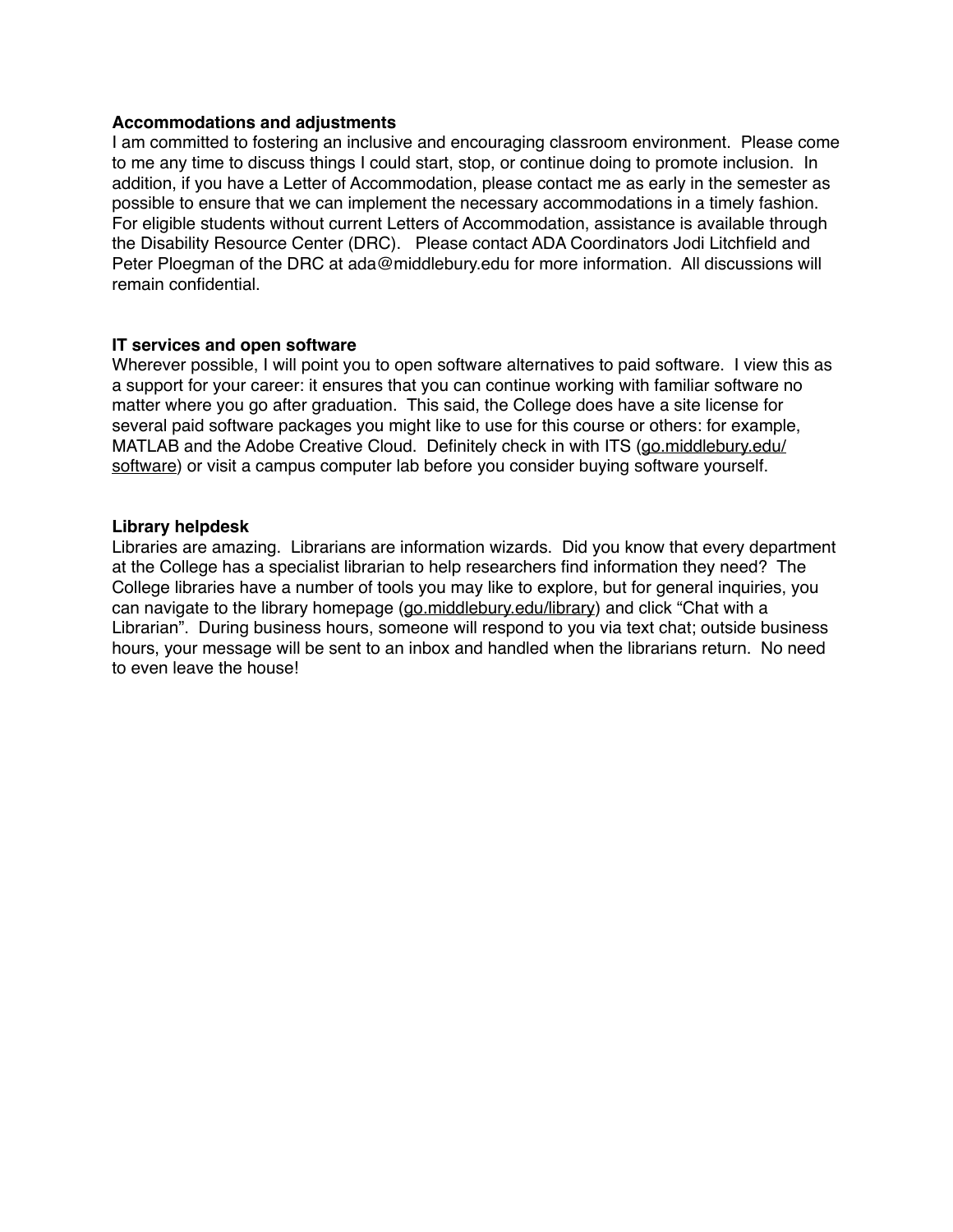**Accommodations and adjustments**

I am committed to fostering an inclusive and encouraging classroom environment. Please come to me any time to discuss things I could start, stop, or continue doing to promote inclusion. In addition, if you have a Letter of Accommodation, please contact me as early in the semester as possible to ensure that we can implement the necessary accommodations in a timely fashion. For eligible students without current Letters of Accommodation, assistance is available through the Disability Resource Center (DRC). Please contact ADA Coordinators Jodi Litchfield and Peter Ploegman of the DRC at ada@middlebury.edu for more information. All discussions will remain confidential.

**IT services and open software**

Wherever possible, I will point you to open software alternatives to paid software. I view this as a support for your career: it ensures that you can continue working with familiar software no matter where you go after graduation. This said, the College does have a site license for several paid software packages you might like to use for this course or others: for example, MATLAB and the Adobe Creative Cloud. Definitely check in with ITS (go.middlebury.edu/software) or visit a campus computer lab before you consider buying software yourself.

**Library helpdesk**

Libraries are amazing. Librarians are information wizards. Did you know that every department at the College has a specialist librarian to help researchers find information they need? The College libraries have a number of tools you may like to explore, but for general inquiries, you can navigate to the library homepage (go.middlebury.edu/library) and click "Chat with a Librarian". During business hours, someone will respond to you via text chat; outside business hours, your message will be sent to an inbox and handled when the librarians return. No need to even leave the house!